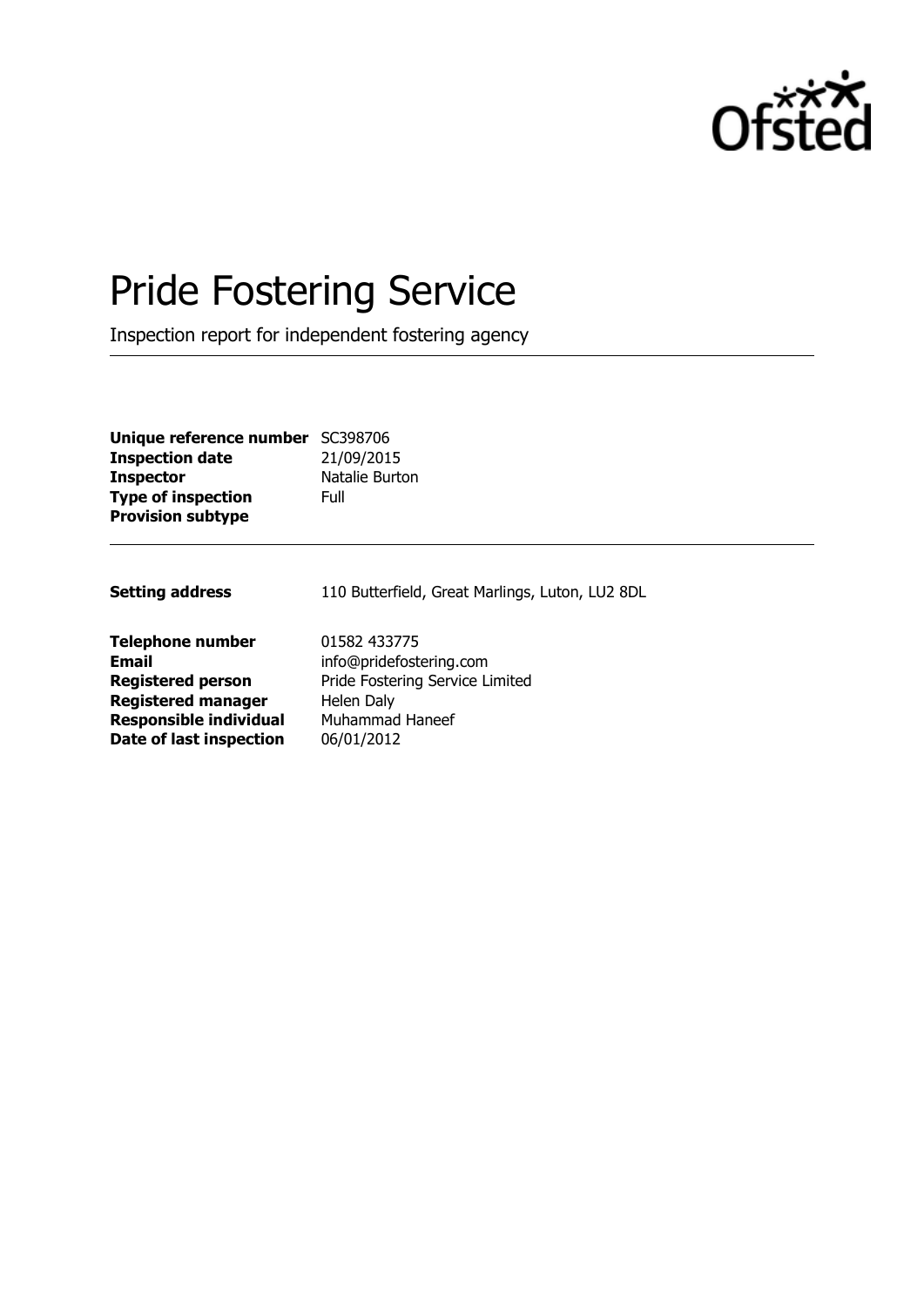Ofsted

# Pride Fostering Service

Inspection report for independent fostering agency

**Unique reference number** SC398706
**Inspection date** 21/09/2015
**Inspector** Natalie Burton
**Type of inspection** Full
**Provision subtype**

---

**Setting address** 110 Butterfield, Great Marlings, Luton, LU2 8DL

**Telephone number** 01582 433775
**Email** info@pridefostering.com
**Registered person** Pride Fostering Service Limited
**Registered manager** Helen Daly
**Responsible individual** Muhammad Haneef
**Date of last inspection** 06/01/2012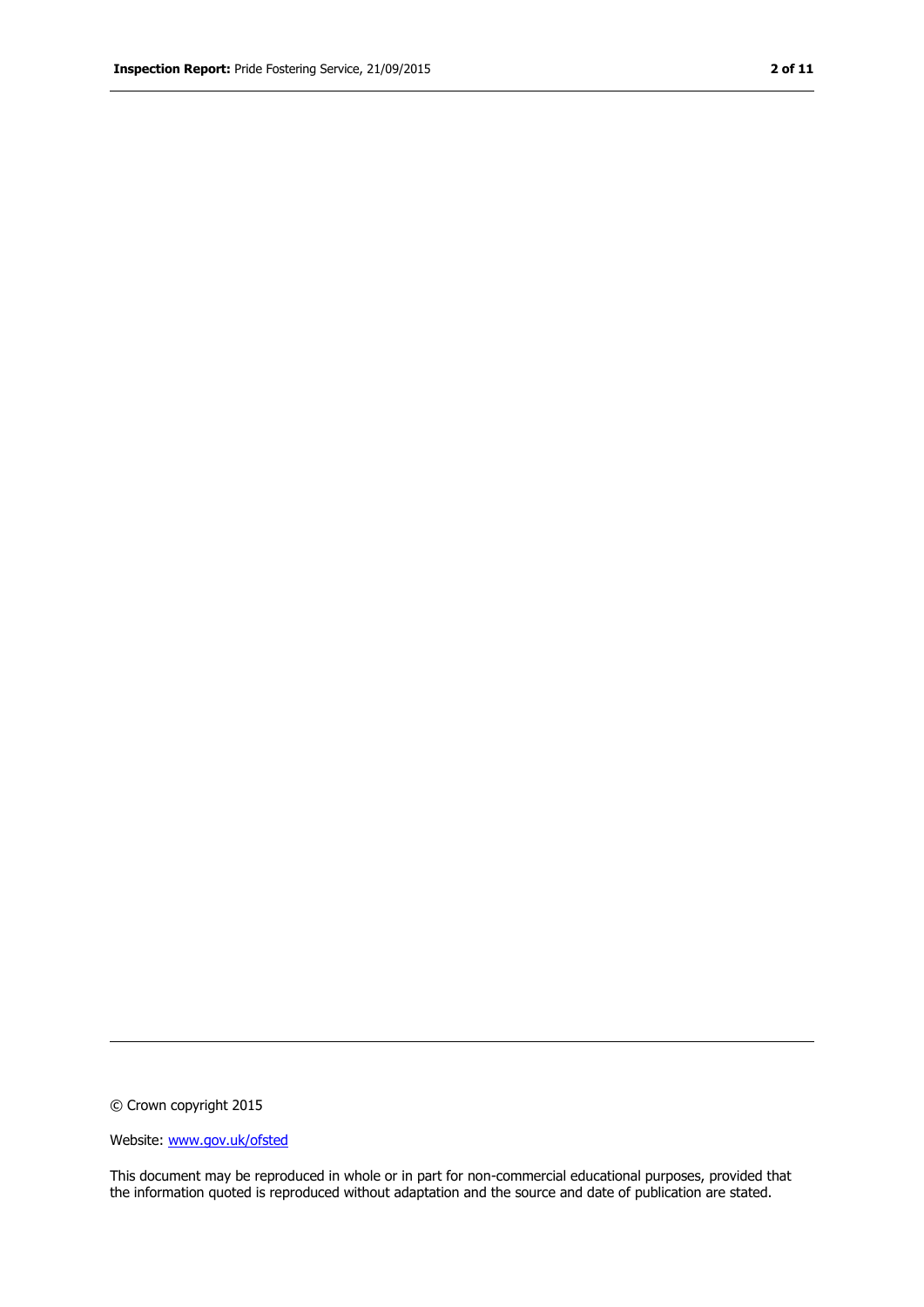© Crown copyright 2015

Website: [www.gov.uk/ofsted](www.gov.uk/ofsted)

This document may be reproduced in whole or in part for non-commercial educational purposes, provided that the information quoted is reproduced without adaptation and the source and date of publication are stated.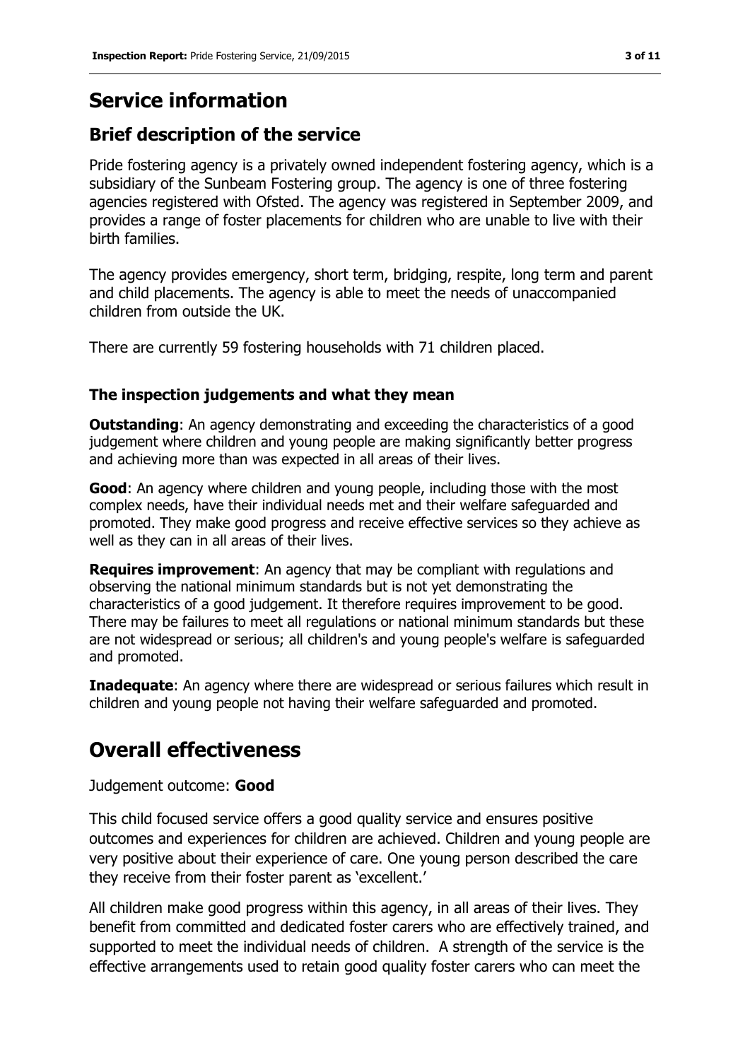# Service information

## Brief description of the service

Pride fostering agency is a privately owned independent fostering agency, which is a subsidiary of the Sunbeam Fostering group. The agency is one of three fostering agencies registered with Ofsted. The agency was registered in September 2009, and provides a range of foster placements for children who are unable to live with their birth families.

The agency provides emergency, short term, bridging, respite, long term and parent and child placements. The agency is able to meet the needs of unaccompanied children from outside the UK.

There are currently 59 fostering households with 71 children placed.

### The inspection judgements and what they mean

**Outstanding**: An agency demonstrating and exceeding the characteristics of a good judgement where children and young people are making significantly better progress and achieving more than was expected in all areas of their lives.

**Good**: An agency where children and young people, including those with the most complex needs, have their individual needs met and their welfare safeguarded and promoted. They make good progress and receive effective services so they achieve as well as they can in all areas of their lives.

**Requires improvement**: An agency that may be compliant with regulations and observing the national minimum standards but is not yet demonstrating the characteristics of a good judgement. It therefore requires improvement to be good. There may be failures to meet all regulations or national minimum standards but these are not widespread or serious; all children's and young people's welfare is safeguarded and promoted.

**Inadequate**: An agency where there are widespread or serious failures which result in children and young people not having their welfare safeguarded and promoted.

# Overall effectiveness

Judgement outcome: **Good**

This child focused service offers a good quality service and ensures positive outcomes and experiences for children are achieved. Children and young people are very positive about their experience of care. One young person described the care they receive from their foster parent as 'excellent.'

All children make good progress within this agency, in all areas of their lives. They benefit from committed and dedicated foster carers who are effectively trained, and supported to meet the individual needs of children. A strength of the service is the effective arrangements used to retain good quality foster carers who can meet the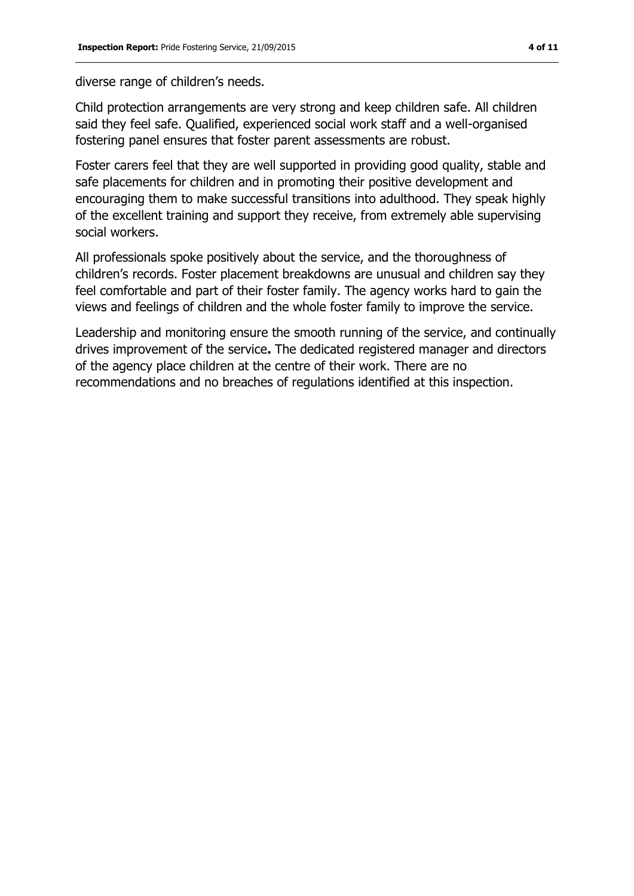diverse range of children's needs.

Child protection arrangements are very strong and keep children safe. All children said they feel safe. Qualified, experienced social work staff and a well-organised fostering panel ensures that foster parent assessments are robust.

Foster carers feel that they are well supported in providing good quality, stable and safe placements for children and in promoting their positive development and encouraging them to make successful transitions into adulthood. They speak highly of the excellent training and support they receive, from extremely able supervising social workers.

All professionals spoke positively about the service, and the thoroughness of children's records. Foster placement breakdowns are unusual and children say they feel comfortable and part of their foster family. The agency works hard to gain the views and feelings of children and the whole foster family to improve the service.

Leadership and monitoring ensure the smooth running of the service, and continually drives improvement of the service**.** The dedicated registered manager and directors of the agency place children at the centre of their work. There are no recommendations and no breaches of regulations identified at this inspection.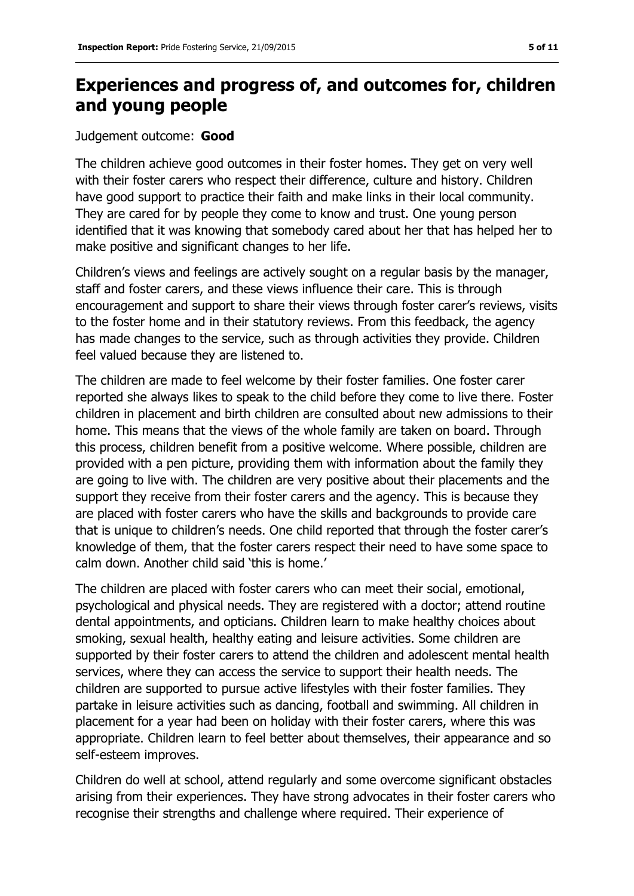# Experiences and progress of, and outcomes for, children and young people

Judgement outcome: **Good**

The children achieve good outcomes in their foster homes. They get on very well with their foster carers who respect their difference, culture and history. Children have good support to practice their faith and make links in their local community. They are cared for by people they come to know and trust. One young person identified that it was knowing that somebody cared about her that has helped her to make positive and significant changes to her life.

Children's views and feelings are actively sought on a regular basis by the manager, staff and foster carers, and these views influence their care. This is through encouragement and support to share their views through foster carer's reviews, visits to the foster home and in their statutory reviews. From this feedback, the agency has made changes to the service, such as through activities they provide. Children feel valued because they are listened to.

The children are made to feel welcome by their foster families. One foster carer reported she always likes to speak to the child before they come to live there. Foster children in placement and birth children are consulted about new admissions to their home. This means that the views of the whole family are taken on board. Through this process, children benefit from a positive welcome. Where possible, children are provided with a pen picture, providing them with information about the family they are going to live with. The children are very positive about their placements and the support they receive from their foster carers and the agency. This is because they are placed with foster carers who have the skills and backgrounds to provide care that is unique to children's needs. One child reported that through the foster carer's knowledge of them, that the foster carers respect their need to have some space to calm down. Another child said 'this is home.'

The children are placed with foster carers who can meet their social, emotional, psychological and physical needs. They are registered with a doctor; attend routine dental appointments, and opticians. Children learn to make healthy choices about smoking, sexual health, healthy eating and leisure activities. Some children are supported by their foster carers to attend the children and adolescent mental health services, where they can access the service to support their health needs. The children are supported to pursue active lifestyles with their foster families. They partake in leisure activities such as dancing, football and swimming. All children in placement for a year had been on holiday with their foster carers, where this was appropriate. Children learn to feel better about themselves, their appearance and so self-esteem improves.

Children do well at school, attend regularly and some overcome significant obstacles arising from their experiences. They have strong advocates in their foster carers who recognise their strengths and challenge where required. Their experience of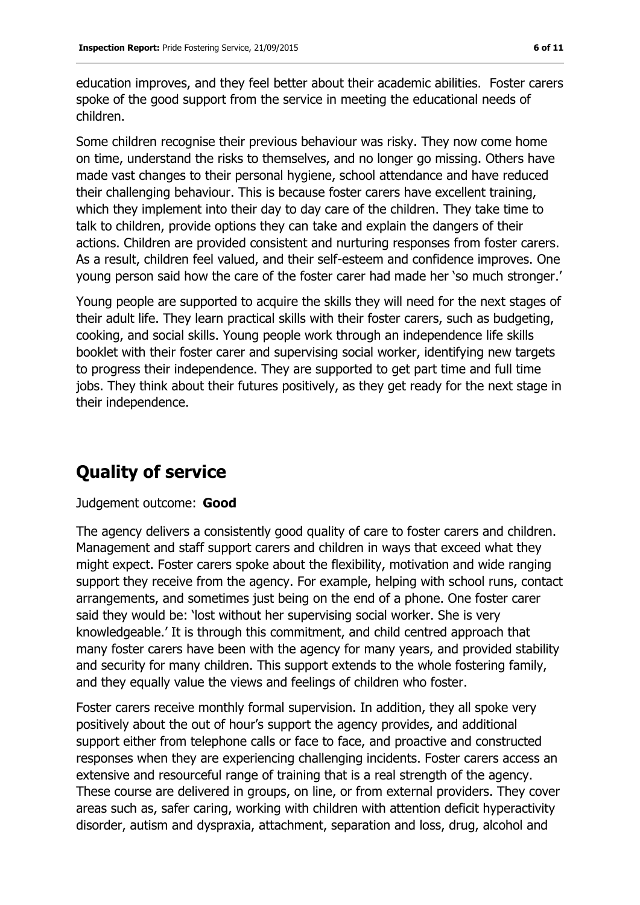education improves, and they feel better about their academic abilities. Foster carers spoke of the good support from the service in meeting the educational needs of children.

Some children recognise their previous behaviour was risky. They now come home on time, understand the risks to themselves, and no longer go missing. Others have made vast changes to their personal hygiene, school attendance and have reduced their challenging behaviour. This is because foster carers have excellent training, which they implement into their day to day care of the children. They take time to talk to children, provide options they can take and explain the dangers of their actions. Children are provided consistent and nurturing responses from foster carers. As a result, children feel valued, and their self-esteem and confidence improves. One young person said how the care of the foster carer had made her 'so much stronger.'

Young people are supported to acquire the skills they will need for the next stages of their adult life. They learn practical skills with their foster carers, such as budgeting, cooking, and social skills. Young people work through an independence life skills booklet with their foster carer and supervising social worker, identifying new targets to progress their independence. They are supported to get part time and full time jobs. They think about their futures positively, as they get ready for the next stage in their independence.

## Quality of service

Judgement outcome: **Good**

The agency delivers a consistently good quality of care to foster carers and children. Management and staff support carers and children in ways that exceed what they might expect. Foster carers spoke about the flexibility, motivation and wide ranging support they receive from the agency. For example, helping with school runs, contact arrangements, and sometimes just being on the end of a phone. One foster carer said they would be: 'lost without her supervising social worker. She is very knowledgeable.' It is through this commitment, and child centred approach that many foster carers have been with the agency for many years, and provided stability and security for many children. This support extends to the whole fostering family, and they equally value the views and feelings of children who foster.

Foster carers receive monthly formal supervision. In addition, they all spoke very positively about the out of hour's support the agency provides, and additional support either from telephone calls or face to face, and proactive and constructed responses when they are experiencing challenging incidents. Foster carers access an extensive and resourceful range of training that is a real strength of the agency. These course are delivered in groups, on line, or from external providers. They cover areas such as, safer caring, working with children with attention deficit hyperactivity disorder, autism and dyspraxia, attachment, separation and loss, drug, alcohol and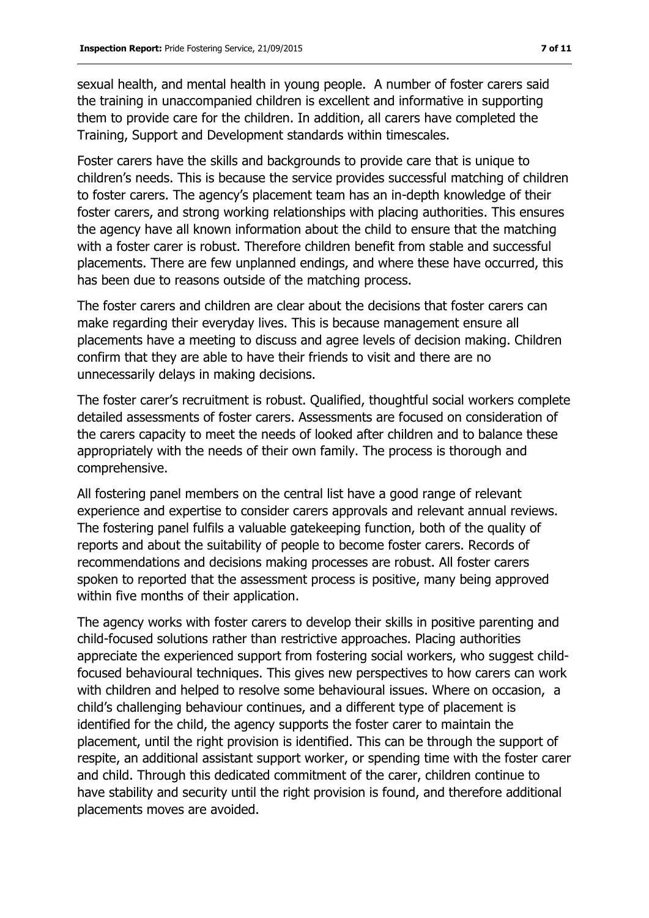sexual health, and mental health in young people. A number of foster carers said the training in unaccompanied children is excellent and informative in supporting them to provide care for the children. In addition, all carers have completed the Training, Support and Development standards within timescales.

Foster carers have the skills and backgrounds to provide care that is unique to children's needs. This is because the service provides successful matching of children to foster carers. The agency's placement team has an in-depth knowledge of their foster carers, and strong working relationships with placing authorities. This ensures the agency have all known information about the child to ensure that the matching with a foster carer is robust. Therefore children benefit from stable and successful placements. There are few unplanned endings, and where these have occurred, this has been due to reasons outside of the matching process.

The foster carers and children are clear about the decisions that foster carers can make regarding their everyday lives. This is because management ensure all placements have a meeting to discuss and agree levels of decision making. Children confirm that they are able to have their friends to visit and there are no unnecessarily delays in making decisions.

The foster carer's recruitment is robust. Qualified, thoughtful social workers complete detailed assessments of foster carers. Assessments are focused on consideration of the carers capacity to meet the needs of looked after children and to balance these appropriately with the needs of their own family. The process is thorough and comprehensive.

All fostering panel members on the central list have a good range of relevant experience and expertise to consider carers approvals and relevant annual reviews. The fostering panel fulfils a valuable gatekeeping function, both of the quality of reports and about the suitability of people to become foster carers. Records of recommendations and decisions making processes are robust. All foster carers spoken to reported that the assessment process is positive, many being approved within five months of their application.

The agency works with foster carers to develop their skills in positive parenting and child-focused solutions rather than restrictive approaches. Placing authorities appreciate the experienced support from fostering social workers, who suggest child-focused behavioural techniques. This gives new perspectives to how carers can work with children and helped to resolve some behavioural issues. Where on occasion, a child's challenging behaviour continues, and a different type of placement is identified for the child, the agency supports the foster carer to maintain the placement, until the right provision is identified. This can be through the support of respite, an additional assistant support worker, or spending time with the foster carer and child. Through this dedicated commitment of the carer, children continue to have stability and security until the right provision is found, and therefore additional placements moves are avoided.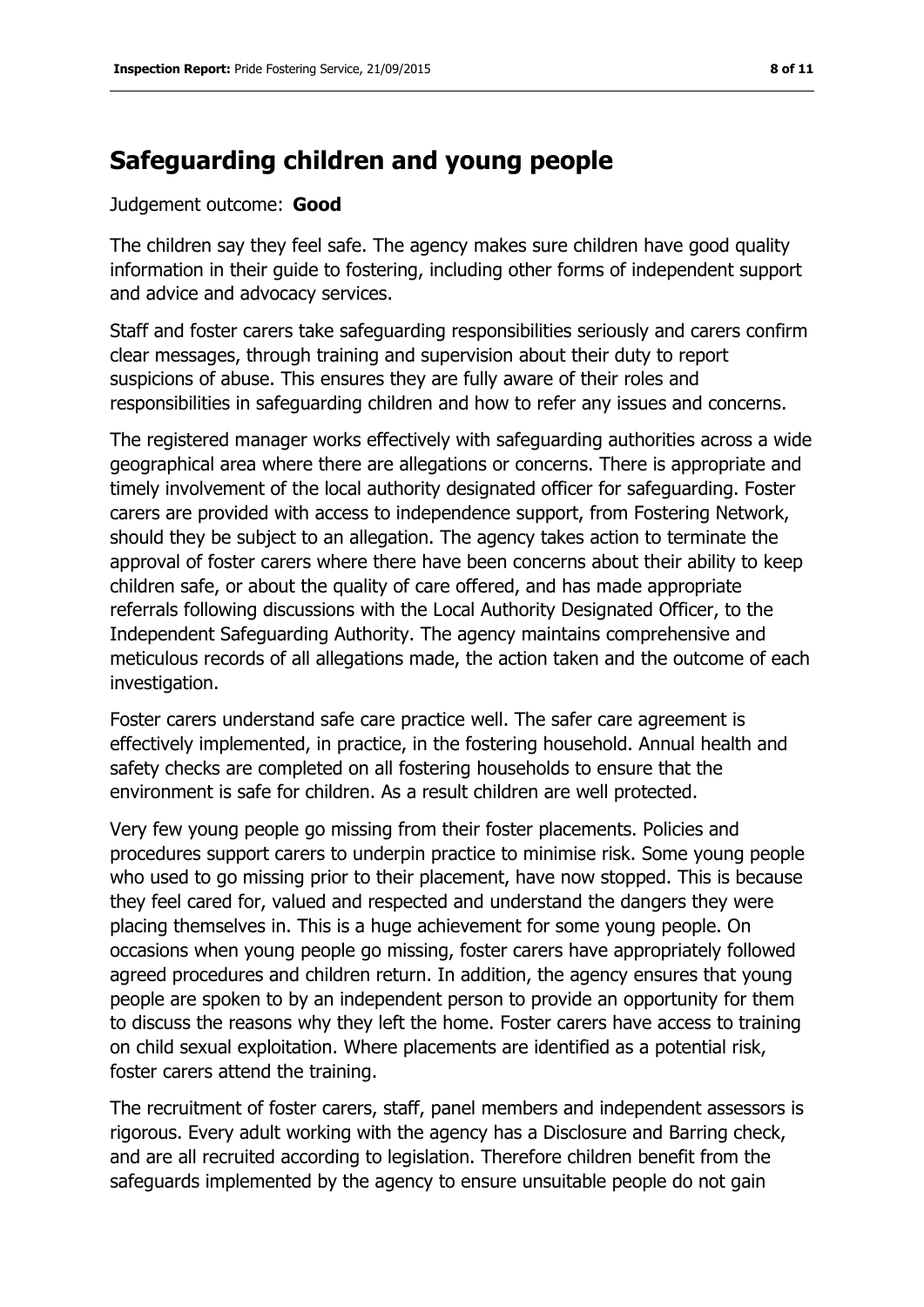## Safeguarding children and young people

Judgement outcome: **Good**

The children say they feel safe. The agency makes sure children have good quality information in their guide to fostering, including other forms of independent support and advice and advocacy services.

Staff and foster carers take safeguarding responsibilities seriously and carers confirm clear messages, through training and supervision about their duty to report suspicions of abuse. This ensures they are fully aware of their roles and responsibilities in safeguarding children and how to refer any issues and concerns.

The registered manager works effectively with safeguarding authorities across a wide geographical area where there are allegations or concerns. There is appropriate and timely involvement of the local authority designated officer for safeguarding. Foster carers are provided with access to independence support, from Fostering Network, should they be subject to an allegation. The agency takes action to terminate the approval of foster carers where there have been concerns about their ability to keep children safe, or about the quality of care offered, and has made appropriate referrals following discussions with the Local Authority Designated Officer, to the Independent Safeguarding Authority. The agency maintains comprehensive and meticulous records of all allegations made, the action taken and the outcome of each investigation.

Foster carers understand safe care practice well. The safer care agreement is effectively implemented, in practice, in the fostering household. Annual health and safety checks are completed on all fostering households to ensure that the environment is safe for children. As a result children are well protected.

Very few young people go missing from their foster placements. Policies and procedures support carers to underpin practice to minimise risk. Some young people who used to go missing prior to their placement, have now stopped. This is because they feel cared for, valued and respected and understand the dangers they were placing themselves in. This is a huge achievement for some young people. On occasions when young people go missing, foster carers have appropriately followed agreed procedures and children return. In addition, the agency ensures that young people are spoken to by an independent person to provide an opportunity for them to discuss the reasons why they left the home. Foster carers have access to training on child sexual exploitation. Where placements are identified as a potential risk, foster carers attend the training.

The recruitment of foster carers, staff, panel members and independent assessors is rigorous. Every adult working with the agency has a Disclosure and Barring check, and are all recruited according to legislation. Therefore children benefit from the safeguards implemented by the agency to ensure unsuitable people do not gain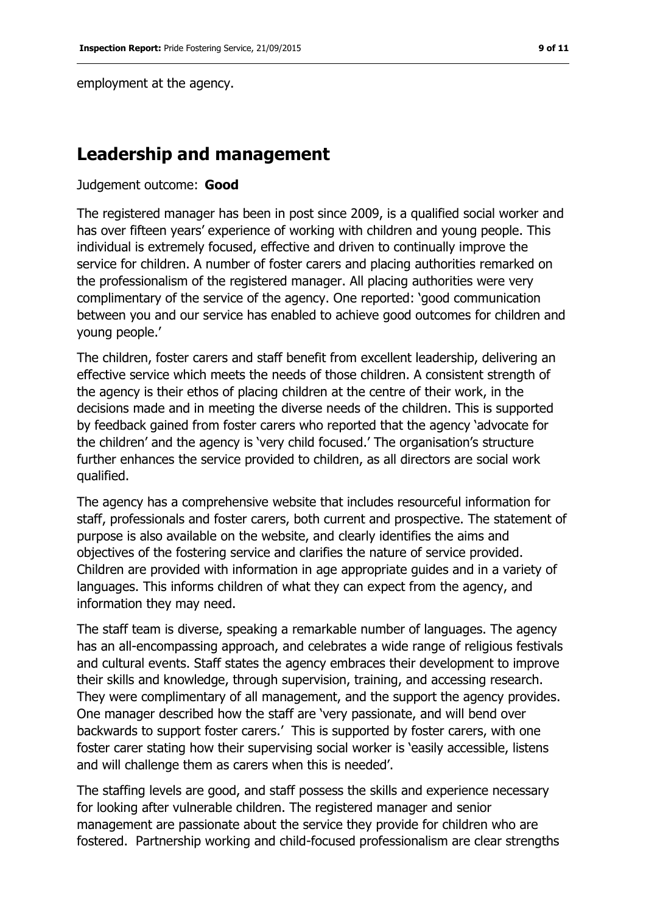employment at the agency.

## Leadership and management

Judgement outcome: **Good**

The registered manager has been in post since 2009, is a qualified social worker and has over fifteen years' experience of working with children and young people. This individual is extremely focused, effective and driven to continually improve the service for children. A number of foster carers and placing authorities remarked on the professionalism of the registered manager. All placing authorities were very complimentary of the service of the agency. One reported: 'good communication between you and our service has enabled to achieve good outcomes for children and young people.'

The children, foster carers and staff benefit from excellent leadership, delivering an effective service which meets the needs of those children. A consistent strength of the agency is their ethos of placing children at the centre of their work, in the decisions made and in meeting the diverse needs of the children. This is supported by feedback gained from foster carers who reported that the agency 'advocate for the children' and the agency is 'very child focused.' The organisation's structure further enhances the service provided to children, as all directors are social work qualified.

The agency has a comprehensive website that includes resourceful information for staff, professionals and foster carers, both current and prospective. The statement of purpose is also available on the website, and clearly identifies the aims and objectives of the fostering service and clarifies the nature of service provided. Children are provided with information in age appropriate guides and in a variety of languages. This informs children of what they can expect from the agency, and information they may need.

The staff team is diverse, speaking a remarkable number of languages. The agency has an all-encompassing approach, and celebrates a wide range of religious festivals and cultural events. Staff states the agency embraces their development to improve their skills and knowledge, through supervision, training, and accessing research. They were complimentary of all management, and the support the agency provides. One manager described how the staff are 'very passionate, and will bend over backwards to support foster carers.' This is supported by foster carers, with one foster carer stating how their supervising social worker is 'easily accessible, listens and will challenge them as carers when this is needed'.

The staffing levels are good, and staff possess the skills and experience necessary for looking after vulnerable children. The registered manager and senior management are passionate about the service they provide for children who are fostered. Partnership working and child-focused professionalism are clear strengths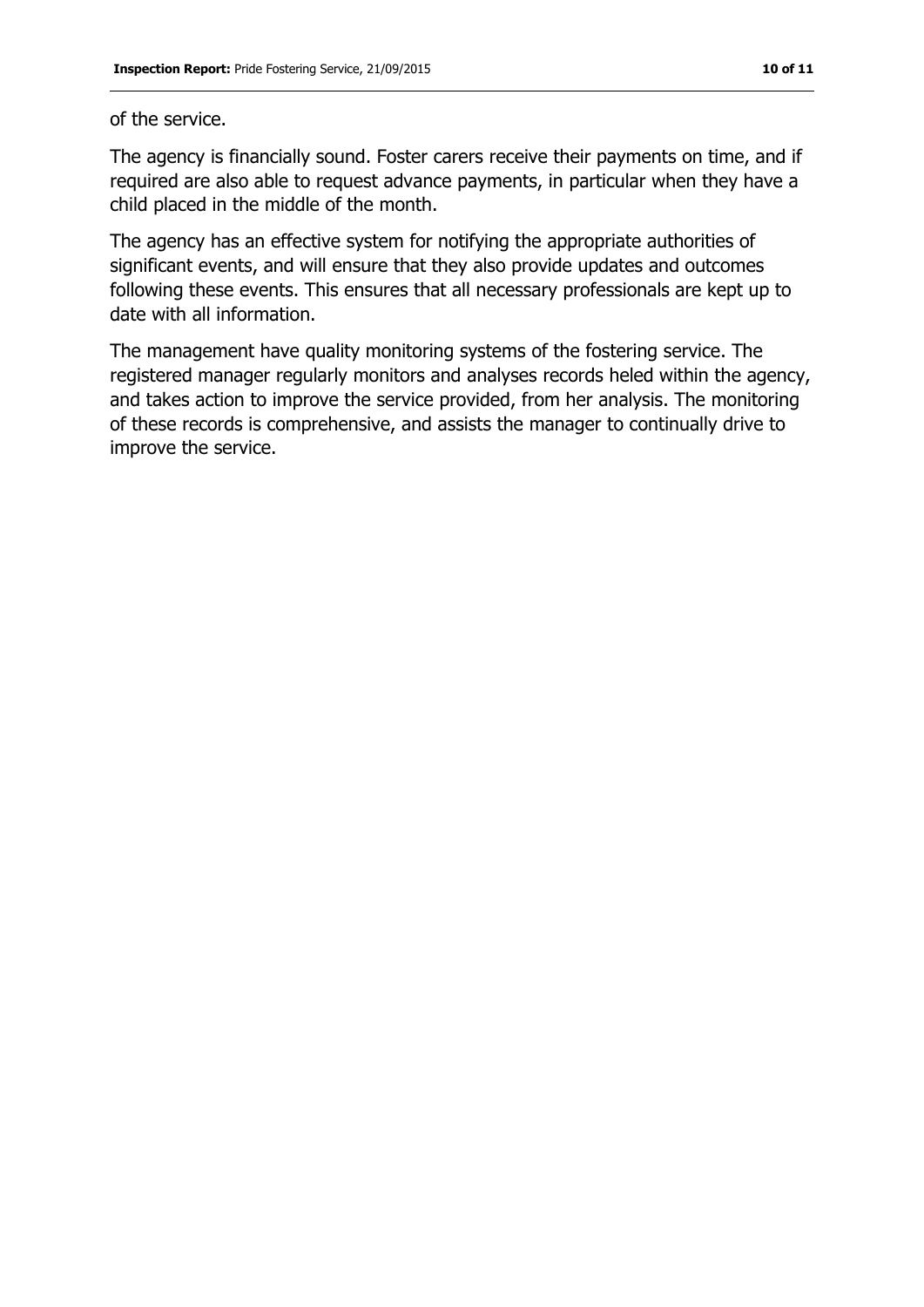of the service.

The agency is financially sound. Foster carers receive their payments on time, and if required are also able to request advance payments, in particular when they have a child placed in the middle of the month.

The agency has an effective system for notifying the appropriate authorities of significant events, and will ensure that they also provide updates and outcomes following these events. This ensures that all necessary professionals are kept up to date with all information.

The management have quality monitoring systems of the fostering service. The registered manager regularly monitors and analyses records heled within the agency, and takes action to improve the service provided, from her analysis. The monitoring of these records is comprehensive, and assists the manager to continually drive to improve the service.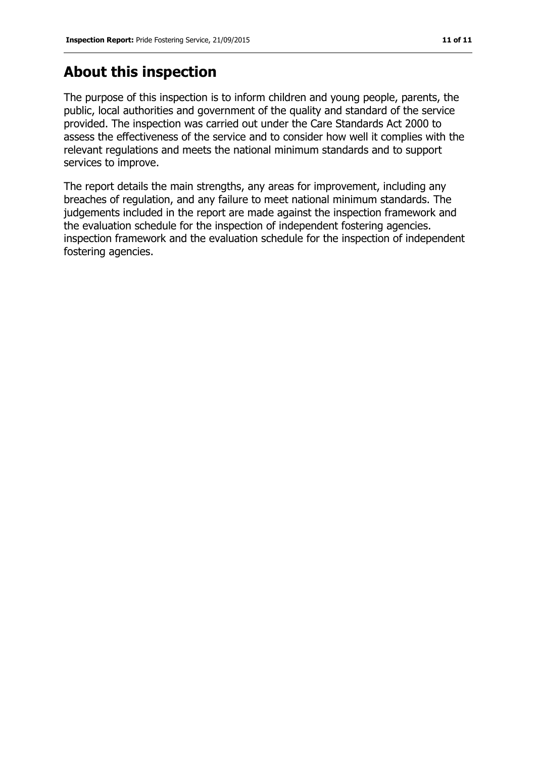## About this inspection

The purpose of this inspection is to inform children and young people, parents, the public, local authorities and government of the quality and standard of the service provided. The inspection was carried out under the Care Standards Act 2000 to assess the effectiveness of the service and to consider how well it complies with the relevant regulations and meets the national minimum standards and to support services to improve.

The report details the main strengths, any areas for improvement, including any breaches of regulation, and any failure to meet national minimum standards. The judgements included in the report are made against the inspection framework and the evaluation schedule for the inspection of independent fostering agencies. inspection framework and the evaluation schedule for the inspection of independent fostering agencies.